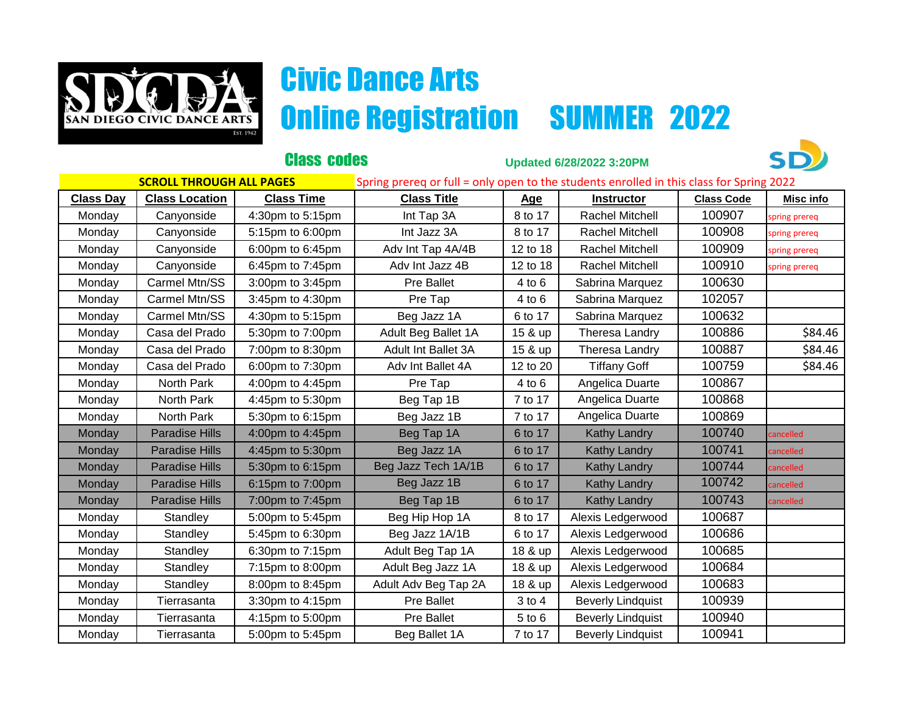# Civic Dance Arts

# Online Registration SUMMER 2022

**Class codes**

Updated 6/28/2022 3:20PM

**SCROLL THROUGH ALL PAGES**

Spring prereq or full = only open to the students enrolled in this class for Spring 2022

| Class Day | Class Location | Class Time | Class Title | Age | Instructor | Class Code | Misc info |
|---|---|---|---|---|---|---|---|
| Monday | Canyonside | 4:30pm to 5:15pm | Int Tap 3A | 8 to 17 | Rachel Mitchell | 100907 | spring prereq |
| Monday | Canyonside | 5:15pm to 6:00pm | Int Jazz 3A | 8 to 17 | Rachel Mitchell | 100908 | spring prereq |
| Monday | Canyonside | 6:00pm to 6:45pm | Adv Int Tap 4A/4B | 12 to 18 | Rachel Mitchell | 100909 | spring prereq |
| Monday | Canyonside | 6:45pm to 7:45pm | Adv Int Jazz 4B | 12 to 18 | Rachel Mitchell | 100910 | spring prereq |
| Monday | Carmel Mtn/SS | 3:00pm to 3:45pm | Pre Ballet | 4 to 6 | Sabrina Marquez | 100630 | |
| Monday | Carmel Mtn/SS | 3:45pm to 4:30pm | Pre Tap | 4 to 6 | Sabrina Marquez | 102057 | |
| Monday | Carmel Mtn/SS | 4:30pm to 5:15pm | Beg Jazz 1A | 6 to 17 | Sabrina Marquez | 100632 | |
| Monday | Casa del Prado | 5:30pm to 7:00pm | Adult Beg Ballet 1A | 15 & up | Theresa Landry | 100886 | $84.46 |
| Monday | Casa del Prado | 7:00pm to 8:30pm | Adult Int Ballet 3A | 15 & up | Theresa Landry | 100887 | $84.46 |
| Monday | Casa del Prado | 6:00pm to 7:30pm | Adv Int Ballet 4A | 12 to 20 | Tiffany Goff | 100759 | $84.46 |
| Monday | North Park | 4:00pm to 4:45pm | Pre Tap | 4 to 6 | Angelica Duarte | 100867 | |
| Monday | North Park | 4:45pm to 5:30pm | Beg Tap 1B | 7 to 17 | Angelica Duarte | 100868 | |
| Monday | North Park | 5:30pm to 6:15pm | Beg Jazz 1B | 7 to 17 | Angelica Duarte | 100869 | |
| Monday | Paradise Hills | 4:00pm to 4:45pm | Beg Tap 1A | 6 to 17 | Kathy Landry | 100740 | cancelled |
| Monday | Paradise Hills | 4:45pm to 5:30pm | Beg Jazz 1A | 6 to 17 | Kathy Landry | 100741 | cancelled |
| Monday | Paradise Hills | 5:30pm to 6:15pm | Beg Jazz Tech 1A/1B | 6 to 17 | Kathy Landry | 100744 | cancelled |
| Monday | Paradise Hills | 6:15pm to 7:00pm | Beg Jazz 1B | 6 to 17 | Kathy Landry | 100742 | cancelled |
| Monday | Paradise Hills | 7:00pm to 7:45pm | Beg Tap 1B | 6 to 17 | Kathy Landry | 100743 | cancelled |
| Monday | Standley | 5:00pm to 5:45pm | Beg Hip Hop 1A | 8 to 17 | Alexis Ledgerwood | 100687 | |
| Monday | Standley | 5:45pm to 6:30pm | Beg Jazz 1A/1B | 6 to 17 | Alexis Ledgerwood | 100686 | |
| Monday | Standley | 6:30pm to 7:15pm | Adult Beg Tap 1A | 18 & up | Alexis Ledgerwood | 100685 | |
| Monday | Standley | 7:15pm to 8:00pm | Adult Beg Jazz 1A | 18 & up | Alexis Ledgerwood | 100684 | |
| Monday | Standley | 8:00pm to 8:45pm | Adult Adv Beg Tap 2A | 18 & up | Alexis Ledgerwood | 100683 | |
| Monday | Tierrasanta | 3:30pm to 4:15pm | Pre Ballet | 3 to 4 | Beverly Lindquist | 100939 | |
| Monday | Tierrasanta | 4:15pm to 5:00pm | Pre Ballet | 5 to 6 | Beverly Lindquist | 100940 | |
| Monday | Tierrasanta | 5:00pm to 5:45pm | Beg Ballet 1A | 7 to 17 | Beverly Lindquist | 100941 | |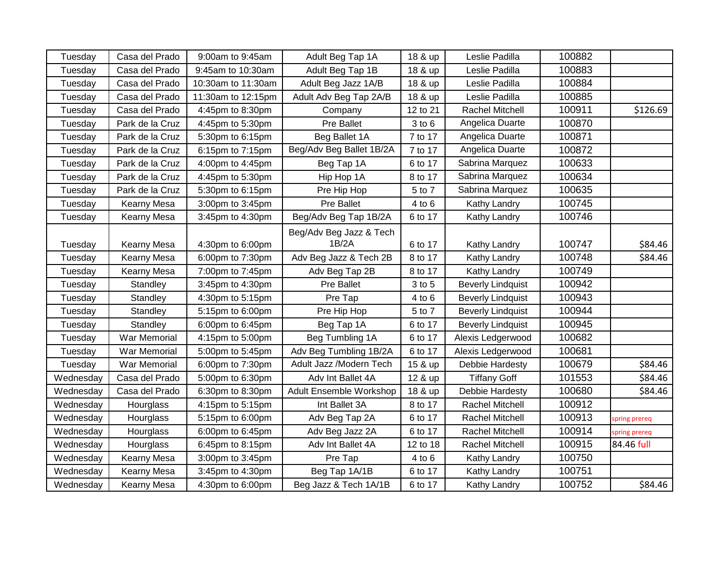| | | | | | | | |
|---|---|---|---|---|---|---|---|
| Tuesday | Casa del Prado | 9:00am to 9:45am | Adult Beg Tap 1A | 18 & up | Leslie Padilla | 100882 | |
| Tuesday | Casa del Prado | 9:45am to 10:30am | Adult Beg Tap 1B | 18 & up | Leslie Padilla | 100883 | |
| Tuesday | Casa del Prado | 10:30am to 11:30am | Adult Beg Jazz 1A/B | 18 & up | Leslie Padilla | 100884 | |
| Tuesday | Casa del Prado | 11:30am to 12:15pm | Adult Adv Beg Tap 2A/B | 18 & up | Leslie Padilla | 100885 | |
| Tuesday | Casa del Prado | 4:45pm to 8:30pm | Company | 12 to 21 | Rachel Mitchell | 100911 | $126.69 |
| Tuesday | Park de la Cruz | 4:45pm to 5:30pm | Pre Ballet | 3 to 6 | Angelica Duarte | 100870 | |
| Tuesday | Park de la Cruz | 5:30pm to 6:15pm | Beg Ballet 1A | 7 to 17 | Angelica Duarte | 100871 | |
| Tuesday | Park de la Cruz | 6:15pm to 7:15pm | Beg/Adv Beg Ballet 1B/2A | 7 to 17 | Angelica Duarte | 100872 | |
| Tuesday | Park de la Cruz | 4:00pm to 4:45pm | Beg Tap 1A | 6 to 17 | Sabrina Marquez | 100633 | |
| Tuesday | Park de la Cruz | 4:45pm to 5:30pm | Hip Hop 1A | 8 to 17 | Sabrina Marquez | 100634 | |
| Tuesday | Park de la Cruz | 5:30pm to 6:15pm | Pre Hip Hop | 5 to 7 | Sabrina Marquez | 100635 | |
| Tuesday | Kearny Mesa | 3:00pm to 3:45pm | Pre Ballet | 4 to 6 | Kathy Landry | 100745 | |
| Tuesday | Kearny Mesa | 3:45pm to 4:30pm | Beg/Adv Beg Tap 1B/2A | 6 to 17 | Kathy Landry | 100746 | |
| Tuesday | Kearny Mesa | 4:30pm to 6:00pm | Beg/Adv Beg Jazz & Tech 1B/2A | 6 to 17 | Kathy Landry | 100747 | $84.46 |
| Tuesday | Kearny Mesa | 6:00pm to 7:30pm | Adv Beg Jazz & Tech 2B | 8 to 17 | Kathy Landry | 100748 | $84.46 |
| Tuesday | Kearny Mesa | 7:00pm to 7:45pm | Adv Beg Tap 2B | 8 to 17 | Kathy Landry | 100749 | |
| Tuesday | Standley | 3:45pm to 4:30pm | Pre Ballet | 3 to 5 | Beverly Lindquist | 100942 | |
| Tuesday | Standley | 4:30pm to 5:15pm | Pre Tap | 4 to 6 | Beverly Lindquist | 100943 | |
| Tuesday | Standley | 5:15pm to 6:00pm | Pre Hip Hop | 5 to 7 | Beverly Lindquist | 100944 | |
| Tuesday | Standley | 6:00pm to 6:45pm | Beg Tap 1A | 6 to 17 | Beverly Lindquist | 100945 | |
| Tuesday | War Memorial | 4:15pm to 5:00pm | Beg Tumbling 1A | 6 to 17 | Alexis Ledgerwood | 100682 | |
| Tuesday | War Memorial | 5:00pm to 5:45pm | Adv Beg Tumbling 1B/2A | 6 to 17 | Alexis Ledgerwood | 100681 | |
| Tuesday | War Memorial | 6:00pm to 7:30pm | Adult Jazz /Modern Tech | 15 & up | Debbie Hardesty | 100679 | $84.46 |
| Wednesday | Casa del Prado | 5:00pm to 6:30pm | Adv Int Ballet 4A | 12 & up | Tiffany Goff | 101553 | $84.46 |
| Wednesday | Casa del Prado | 6:30pm to 8:30pm | Adult Ensemble Workshop | 18 & up | Debbie Hardesty | 100680 | $84.46 |
| Wednesday | Hourglass | 4:15pm to 5:15pm | Int Ballet 3A | 8 to 17 | Rachel Mitchell | 100912 | |
| Wednesday | Hourglass | 5:15pm to 6:00pm | Adv Beg Tap 2A | 6 to 17 | Rachel Mitchell | 100913 | spring prereq |
| Wednesday | Hourglass | 6:00pm to 6:45pm | Adv Beg Jazz 2A | 6 to 17 | Rachel Mitchell | 100914 | spring prereq |
| Wednesday | Hourglass | 6:45pm to 8:15pm | Adv Int Ballet 4A | 12 to 18 | Rachel Mitchell | 100915 | 84.46 full |
| Wednesday | Kearny Mesa | 3:00pm to 3:45pm | Pre Tap | 4 to 6 | Kathy Landry | 100750 | |
| Wednesday | Kearny Mesa | 3:45pm to 4:30pm | Beg Tap 1A/1B | 6 to 17 | Kathy Landry | 100751 | |
| Wednesday | Kearny Mesa | 4:30pm to 6:00pm | Beg Jazz & Tech 1A/1B | 6 to 17 | Kathy Landry | 100752 | $84.46 |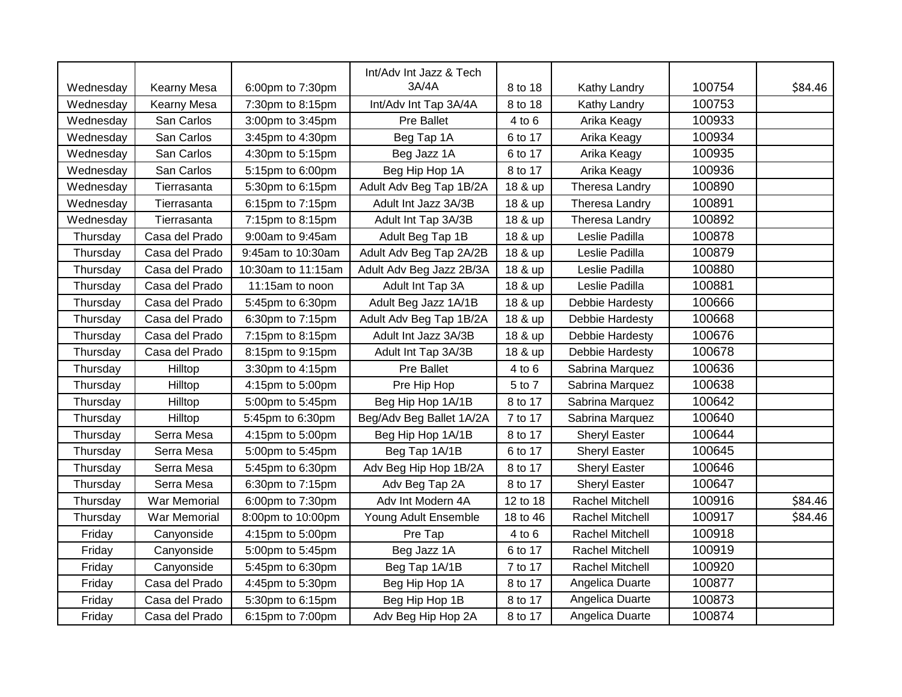| | | | | | | | |
|---|---|---|---|---|---|---|---|
| Wednesday | Kearny Mesa | 6:00pm to 7:30pm | Int/Adv Int Jazz & Tech 3A/4A | 8 to 18 | Kathy Landry | 100754 | $84.46 |
| Wednesday | Kearny Mesa | 7:30pm to 8:15pm | Int/Adv Int Tap 3A/4A | 8 to 18 | Kathy Landry | 100753 | |
| Wednesday | San Carlos | 3:00pm to 3:45pm | Pre Ballet | 4 to 6 | Arika Keagy | 100933 | |
| Wednesday | San Carlos | 3:45pm to 4:30pm | Beg Tap 1A | 6 to 17 | Arika Keagy | 100934 | |
| Wednesday | San Carlos | 4:30pm to 5:15pm | Beg Jazz 1A | 6 to 17 | Arika Keagy | 100935 | |
| Wednesday | San Carlos | 5:15pm to 6:00pm | Beg Hip Hop 1A | 8 to 17 | Arika Keagy | 100936 | |
| Wednesday | Tierrasanta | 5:30pm to 6:15pm | Adult Adv Beg Tap 1B/2A | 18 & up | Theresa Landry | 100890 | |
| Wednesday | Tierrasanta | 6:15pm to 7:15pm | Adult Int Jazz 3A/3B | 18 & up | Theresa Landry | 100891 | |
| Wednesday | Tierrasanta | 7:15pm to 8:15pm | Adult Int Tap 3A/3B | 18 & up | Theresa Landry | 100892 | |
| Thursday | Casa del Prado | 9:00am to 9:45am | Adult Beg Tap 1B | 18 & up | Leslie Padilla | 100878 | |
| Thursday | Casa del Prado | 9:45am to 10:30am | Adult Adv Beg Tap 2A/2B | 18 & up | Leslie Padilla | 100879 | |
| Thursday | Casa del Prado | 10:30am to 11:15am | Adult Adv Beg Jazz 2B/3A | 18 & up | Leslie Padilla | 100880 | |
| Thursday | Casa del Prado | 11:15am to noon | Adult Int Tap 3A | 18 & up | Leslie Padilla | 100881 | |
| Thursday | Casa del Prado | 5:45pm to 6:30pm | Adult Beg Jazz 1A/1B | 18 & up | Debbie Hardesty | 100666 | |
| Thursday | Casa del Prado | 6:30pm to 7:15pm | Adult Adv Beg Tap 1B/2A | 18 & up | Debbie Hardesty | 100668 | |
| Thursday | Casa del Prado | 7:15pm to 8:15pm | Adult Int Jazz 3A/3B | 18 & up | Debbie Hardesty | 100676 | |
| Thursday | Casa del Prado | 8:15pm to 9:15pm | Adult Int Tap 3A/3B | 18 & up | Debbie Hardesty | 100678 | |
| Thursday | Hilltop | 3:30pm to 4:15pm | Pre Ballet | 4 to 6 | Sabrina Marquez | 100636 | |
| Thursday | Hilltop | 4:15pm to 5:00pm | Pre Hip Hop | 5 to 7 | Sabrina Marquez | 100638 | |
| Thursday | Hilltop | 5:00pm to 5:45pm | Beg Hip Hop 1A/1B | 8 to 17 | Sabrina Marquez | 100642 | |
| Thursday | Hilltop | 5:45pm to 6:30pm | Beg/Adv Beg Ballet 1A/2A | 7 to 17 | Sabrina Marquez | 100640 | |
| Thursday | Serra Mesa | 4:15pm to 5:00pm | Beg Hip Hop 1A/1B | 8 to 17 | Sheryl Easter | 100644 | |
| Thursday | Serra Mesa | 5:00pm to 5:45pm | Beg Tap 1A/1B | 6 to 17 | Sheryl Easter | 100645 | |
| Thursday | Serra Mesa | 5:45pm to 6:30pm | Adv Beg Hip Hop 1B/2A | 8 to 17 | Sheryl Easter | 100646 | |
| Thursday | Serra Mesa | 6:30pm to 7:15pm | Adv Beg Tap 2A | 8 to 17 | Sheryl Easter | 100647 | |
| Thursday | War Memorial | 6:00pm to 7:30pm | Adv Int Modern 4A | 12 to 18 | Rachel Mitchell | 100916 | $84.46 |
| Thursday | War Memorial | 8:00pm to 10:00pm | Young Adult Ensemble | 18 to 46 | Rachel Mitchell | 100917 | $84.46 |
| Friday | Canyonside | 4:15pm to 5:00pm | Pre Tap | 4 to 6 | Rachel Mitchell | 100918 | |
| Friday | Canyonside | 5:00pm to 5:45pm | Beg Jazz 1A | 6 to 17 | Rachel Mitchell | 100919 | |
| Friday | Canyonside | 5:45pm to 6:30pm | Beg Tap 1A/1B | 7 to 17 | Rachel Mitchell | 100920 | |
| Friday | Casa del Prado | 4:45pm to 5:30pm | Beg Hip Hop 1A | 8 to 17 | Angelica Duarte | 100877 | |
| Friday | Casa del Prado | 5:30pm to 6:15pm | Beg Hip Hop 1B | 8 to 17 | Angelica Duarte | 100873 | |
| Friday | Casa del Prado | 6:15pm to 7:00pm | Adv Beg Hip Hop 2A | 8 to 17 | Angelica Duarte | 100874 | |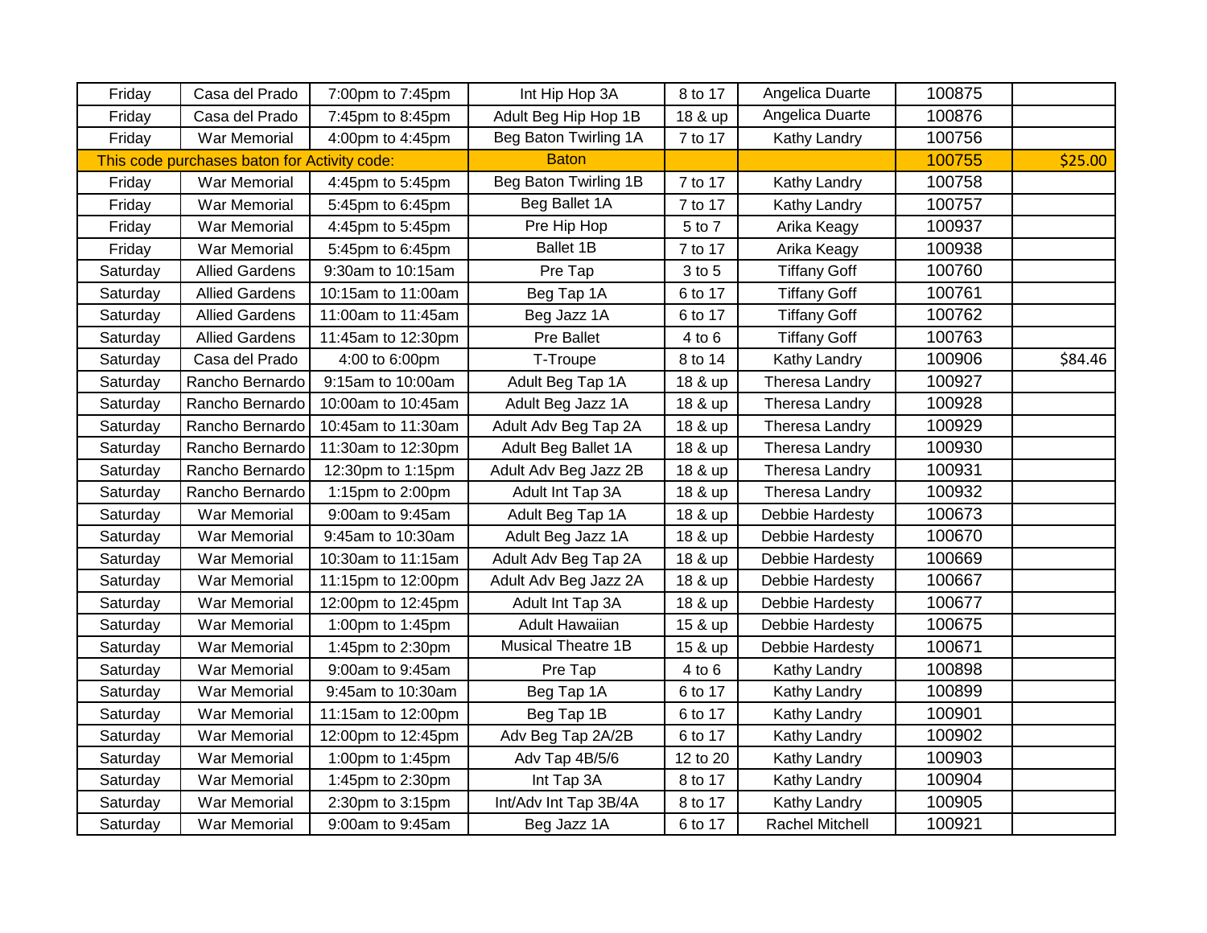| Friday | Casa del Prado | 7:00pm to 7:45pm | Int Hip Hop 3A | 8 to 17 | Angelica Duarte | 100875 | |
|---|---|---|---|---|---|---|---|
| Friday | Casa del Prado | 7:45pm to 8:45pm | Adult Beg Hip Hop 1B | 18 & up | Angelica Duarte | 100876 | |
| Friday | War Memorial | 4:00pm to 4:45pm | Beg Baton Twirling 1A | 7 to 17 | Kathy Landry | 100756 | |
| This code purchases baton for Activity code: | | | Baton | | | 100755 | $25.00 |
| Friday | War Memorial | 4:45pm to 5:45pm | Beg Baton Twirling 1B | 7 to 17 | Kathy Landry | 100758 | |
| Friday | War Memorial | 5:45pm to 6:45pm | Beg Ballet 1A | 7 to 17 | Kathy Landry | 100757 | |
| Friday | War Memorial | 4:45pm to 5:45pm | Pre Hip Hop | 5 to 7 | Arika Keagy | 100937 | |
| Friday | War Memorial | 5:45pm to 6:45pm | Ballet 1B | 7 to 17 | Arika Keagy | 100938 | |
| Saturday | Allied Gardens | 9:30am to 10:15am | Pre Tap | 3 to 5 | Tiffany Goff | 100760 | |
| Saturday | Allied Gardens | 10:15am to 11:00am | Beg Tap 1A | 6 to 17 | Tiffany Goff | 100761 | |
| Saturday | Allied Gardens | 11:00am to 11:45am | Beg Jazz 1A | 6 to 17 | Tiffany Goff | 100762 | |
| Saturday | Allied Gardens | 11:45am to 12:30pm | Pre Ballet | 4 to 6 | Tiffany Goff | 100763 | |
| Saturday | Casa del Prado | 4:00 to 6:00pm | T-Troupe | 8 to 14 | Kathy Landry | 100906 | $84.46 |
| Saturday | Rancho Bernardo | 9:15am to 10:00am | Adult Beg Tap 1A | 18 & up | Theresa Landry | 100927 | |
| Saturday | Rancho Bernardo | 10:00am to 10:45am | Adult Beg Jazz 1A | 18 & up | Theresa Landry | 100928 | |
| Saturday | Rancho Bernardo | 10:45am to 11:30am | Adult Adv Beg Tap 2A | 18 & up | Theresa Landry | 100929 | |
| Saturday | Rancho Bernardo | 11:30am to 12:30pm | Adult Beg Ballet 1A | 18 & up | Theresa Landry | 100930 | |
| Saturday | Rancho Bernardo | 12:30pm to 1:15pm | Adult Adv Beg Jazz 2B | 18 & up | Theresa Landry | 100931 | |
| Saturday | Rancho Bernardo | 1:15pm to 2:00pm | Adult Int Tap 3A | 18 & up | Theresa Landry | 100932 | |
| Saturday | War Memorial | 9:00am to 9:45am | Adult Beg Tap 1A | 18 & up | Debbie Hardesty | 100673 | |
| Saturday | War Memorial | 9:45am to 10:30am | Adult Beg Jazz 1A | 18 & up | Debbie Hardesty | 100670 | |
| Saturday | War Memorial | 10:30am to 11:15am | Adult Adv Beg Tap 2A | 18 & up | Debbie Hardesty | 100669 | |
| Saturday | War Memorial | 11:15pm to 12:00pm | Adult Adv Beg Jazz 2A | 18 & up | Debbie Hardesty | 100667 | |
| Saturday | War Memorial | 12:00pm to 12:45pm | Adult Int Tap 3A | 18 & up | Debbie Hardesty | 100677 | |
| Saturday | War Memorial | 1:00pm to 1:45pm | Adult Hawaiian | 15 & up | Debbie Hardesty | 100675 | |
| Saturday | War Memorial | 1:45pm to 2:30pm | Musical Theatre 1B | 15 & up | Debbie Hardesty | 100671 | |
| Saturday | War Memorial | 9:00am to 9:45am | Pre Tap | 4 to 6 | Kathy Landry | 100898 | |
| Saturday | War Memorial | 9:45am to 10:30am | Beg Tap 1A | 6 to 17 | Kathy Landry | 100899 | |
| Saturday | War Memorial | 11:15am to 12:00pm | Beg Tap 1B | 6 to 17 | Kathy Landry | 100901 | |
| Saturday | War Memorial | 12:00pm to 12:45pm | Adv Beg Tap 2A/2B | 6 to 17 | Kathy Landry | 100902 | |
| Saturday | War Memorial | 1:00pm to 1:45pm | Adv Tap 4B/5/6 | 12 to 20 | Kathy Landry | 100903 | |
| Saturday | War Memorial | 1:45pm to 2:30pm | Int Tap 3A | 8 to 17 | Kathy Landry | 100904 | |
| Saturday | War Memorial | 2:30pm to 3:15pm | Int/Adv Int Tap 3B/4A | 8 to 17 | Kathy Landry | 100905 | |
| Saturday | War Memorial | 9:00am to 9:45am | Beg Jazz 1A | 6 to 17 | Rachel Mitchell | 100921 | |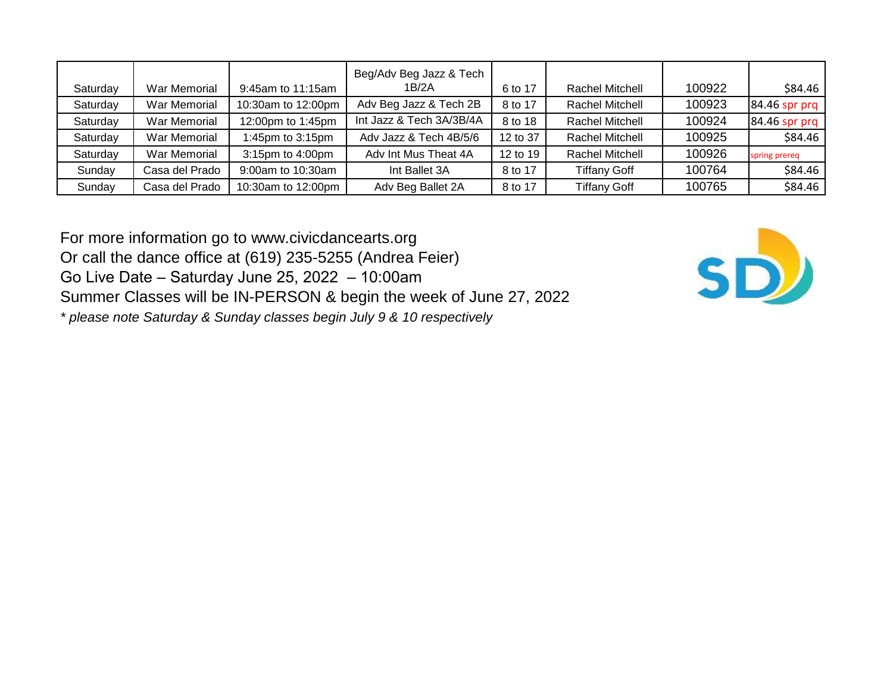| | | | | | | | |
|---|---|---|---|---|---|---|---|
| Saturday | War Memorial | 9:45am to 11:15am | Beg/Adv Beg Jazz & Tech 1B/2A | 6 to 17 | Rachel Mitchell | 100922 | $84.46 |
| Saturday | War Memorial | 10:30am to 12:00pm | Adv Beg Jazz & Tech 2B | 8 to 17 | Rachel Mitchell | 100923 | 84.46 spr prq |
| Saturday | War Memorial | 12:00pm to 1:45pm | Int Jazz & Tech 3A/3B/4A | 8 to 18 | Rachel Mitchell | 100924 | 84.46 spr prq |
| Saturday | War Memorial | 1:45pm to 3:15pm | Adv Jazz & Tech 4B/5/6 | 12 to 37 | Rachel Mitchell | 100925 | $84.46 |
| Saturday | War Memorial | 3:15pm to 4:00pm | Adv Int Mus Theat 4A | 12 to 19 | Rachel Mitchell | 100926 | spring prereq |
| Sunday | Casa del Prado | 9:00am to 10:30am | Int Ballet 3A | 8 to 17 | Tiffany Goff | 100764 | $84.46 |
| Sunday | Casa del Prado | 10:30am to 12:00pm | Adv Beg Ballet 2A | 8 to 17 | Tiffany Goff | 100765 | $84.46 |

For more information go to www.civicdancearts.org
Or call the dance office at (619) 235-5255 (Andrea Feier)
Go Live Date – Saturday June 25, 2022 – 10:00am
Summer Classes will be IN-PERSON & begin the week of June 27, 2022
*\* please note Saturday & Sunday classes begin July 9 & 10 respectively*